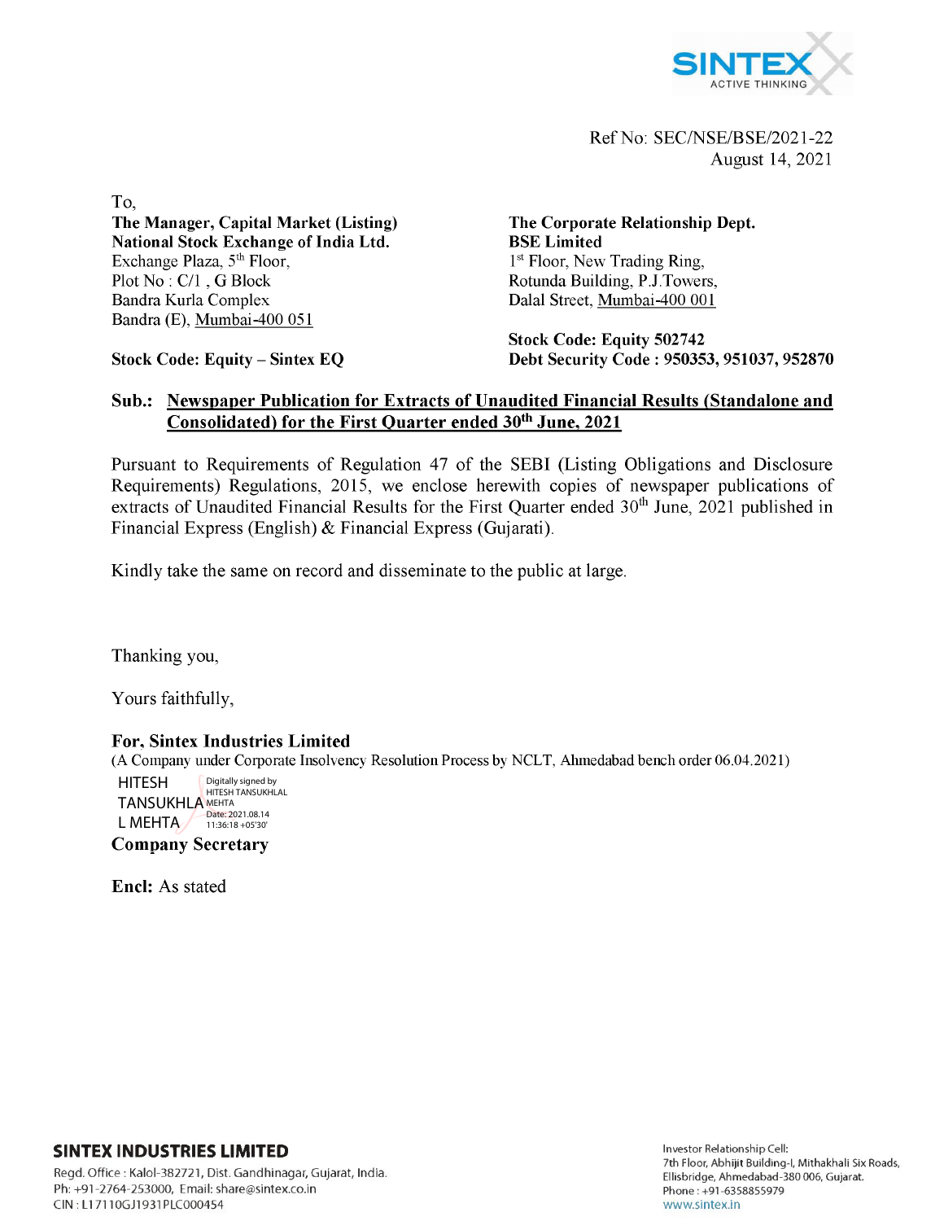SINTEX
ACTIVE THINKING

Ref No: SEC/NSE/BSE/2021-22
August 14, 2021

To,

**The Manager, Capital Market (Listing)**
**National Stock Exchange of India Ltd.**
Exchange Plaza, 5th Floor,
Plot No : C/1 , G Block
Bandra Kurla Complex
Bandra (E), Mumbai-400 051

**Stock Code: Equity – Sintex EQ**

**The Corporate Relationship Dept.**
**BSE Limited**
1st Floor, New Trading Ring,
Rotunda Building, P.J.Towers,
Dalal Street, Mumbai-400 001

**Stock Code: Equity 502742**
**Debt Security Code : 950353, 951037, 952870**

**Sub.: Newspaper Publication for Extracts of Unaudited Financial Results (Standalone and Consolidated) for the First Quarter ended 30th June, 2021**

Pursuant to Requirements of Regulation 47 of the SEBI (Listing Obligations and Disclosure Requirements) Regulations, 2015, we enclose herewith copies of newspaper publications of extracts of Unaudited Financial Results for the First Quarter ended 30th June, 2021 published in Financial Express (English) & Financial Express (Gujarati).

Kindly take the same on record and disseminate to the public at large.

Thanking you,

Yours faithfully,

**For, Sintex Industries Limited**
(A Company under Corporate Insolvency Resolution Process by NCLT, Ahmedabad bench order 06.04.2021)

HITESH TANSUKHLAL MEHTA
Digitally signed by HITESH TANSUKHLAL MEHTA
Date: 2021.08.14 11:36:18 +05'30'

**Company Secretary**

**Encl:** As stated

**SINTEX INDUSTRIES LIMITED**
Regd. Office : Kalol-382721, Dist. Gandhinagar, Gujarat, India.
Ph: +91-2764-253000, Email: share@sintex.co.in
CIN : L17110GJ1931PLC000454

Investor Relationship Cell:
7th Floor, Abhijit Building-I, Mithakhali Six Roads,
Ellisbridge, Ahmedabad-380 006, Gujarat.
Phone : +91-6358855979
www.sintex.in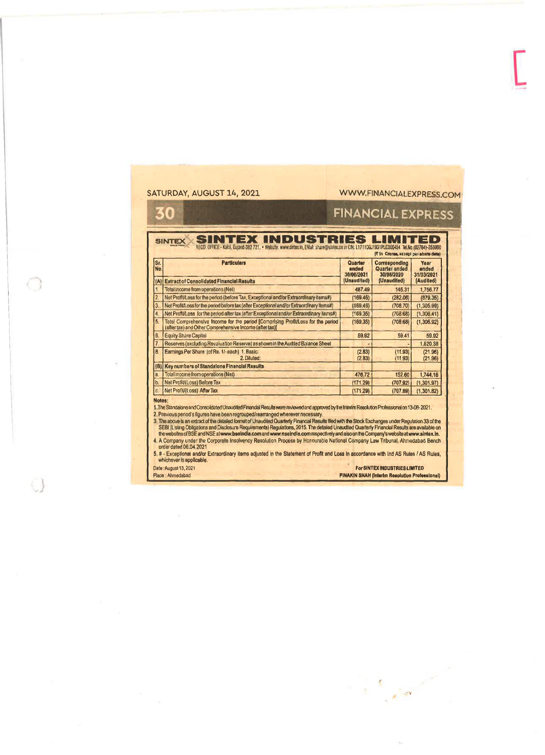SATURDAY, AUGUST 14, 2021 WWW.FINANCIALEXPRESS.COM

FINANCIAL EXPRESS

# SINTEX INDUSTRIES LIMITED

REGD. OFFICE:- Kalol, Gujarat-382 721, • Website: www.sintex.in, EMail: share@sintex.co.in CIN: L17110GJ1931PLC000454 Tel.No.(02764)-253000

(₹ in Crores, except per share data)

| Sr. No. | Particulars | Quarter ended 30/06/2021 (Unaudited) | Corresponding Quarter ended 30/06/2020 (Unaudited) | Year ended 31/03/2021 (Audited) |
|---|---|---|---|---|
| (A) | **Extract of Consolidated Financial Results** | | | |
| 1. | Total income from operations (Net) | 487.49 | 145.31 | 1,756.77 |
| 2. | Net Profit/Loss for the period (before Tax, Exceptional and/or Extraordinary items#) | (169.46) | (282.08) | (879.35) |
| 3. | Net Profit/Loss for the period before tax (after Exceptional and/or Extraordinary items#) | (169.46) | (708.70) | (1,305.99) |
| 4. | Net Profit/Loss for the period after tax (after Exceptional and/or Extraordinary items#) | (169.35) | (708.68) | (1,306.41) |
| 5. | Total Comprehensive Income for the period [Comprising Profit/Loss for the period (after tax) and Other Comprehensive Income (after tax)] | (169.35) | (708.68) | (1,306.92) |
| 6. | Equity Share Capital | 59.92 | 59.41 | 59.92 |
| 7. | Reserves (excluding Revaluation Reserve) as shown in the Audited Balance Sheet | - | - | 1,820.38 |
| 8. | Earnings Per Share (of Re. 1/- each) 1. Basic: 2. Diluted: | (2.83) (2.83) | (11.93) (11.93) | (21.96) (21.96) |
| (B) | **Key numbers of Standalone Financial Results** | | | |
| a. | Total income from operations (Net) | 476.72 | 152.60 | 1,744.16 |
| b. | Net Profit/(Loss) Before Tax | (171.29) | (707.92) | (1,301.97) |
| c. | Net Profit/(Loss) After Tax | (171.29) | (707.89) | (1,301.82) |

**Notes:**

1. The Standalone and Consolidated Unaudited Financial Results were reviewed and approved by the Interim Resolution Professional on 13-08-2021.
2. Previous period's figures have been regrouped/rearranged wherever necessary.
3. The above is an extract of the detailed format of Unaudited Quarterly Financial Results filed with the Stock Exchanges under Regulation 33 of the SEBI (Listing Obligations and Disclosure Requirements) Regulations, 2015. The detailed Unaudited Quarterly Financial Results are available on the websites of BSE and NSE at **www.bseindia.com** and **www.nseindia.com** respectively and also on the Company's website at **www.sintex.in**.
4. A Company under the Corporate Insolvency Resolution Process by Honourable National Company Law Tribunal, Ahmedabad Bench order dated 06.04.2021
5. # - Exceptional and/or Extraordinary items adjusted in the Statement of Profit and Loss in accordance with Ind AS Rules / AS Rules, whichever is applicable.

Date : August 13, 2021
Place : Ahmedabad

**For SINTEX INDUSTRIES LIMITED**
**PINAKIN SHAH (Interim Resolution Professional)**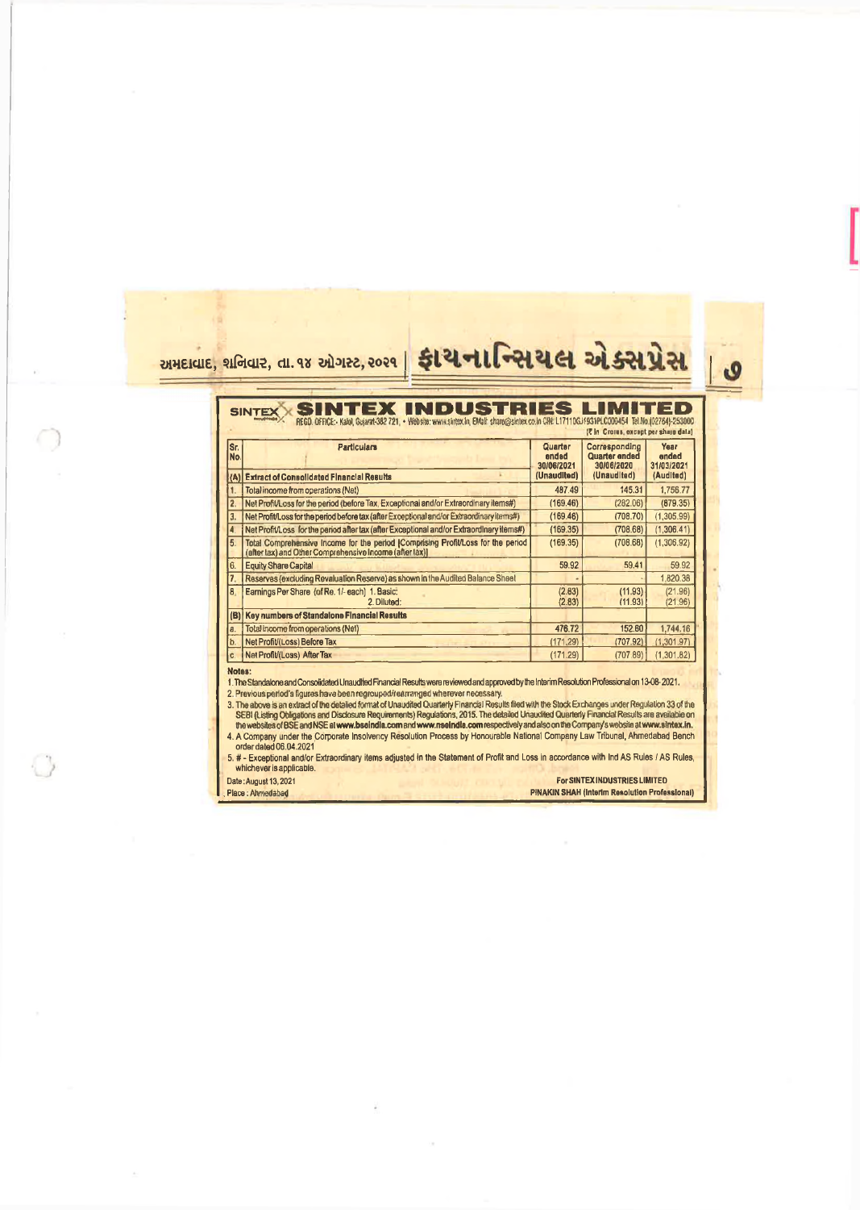અમદાવાદ, શનિવાર, તા. ૧૪ ઓગસ્ટ, ૨૦૨૧ | ફાયનાન્સિયલ એક્સપ્રેસ

# SINTEX INDUSTRIES LIMITED

REGD. OFFICE:- Kalol, Gujarat-382 721. • Website: www.sintex.in, EMail: share@sintex.co.in CIN: L17110GJ1931PLC000454 Tel.No.(02764)-253000

[₹ In Crores, except per share data]

| Sr. No. | Particulars | Quarter ended 30/06/2021 (Unaudited) | Corresponding Quarter ended 30/06/2020 (Unaudited) | Year ended 31/03/2021 (Audited) |
|---|---|---|---|---|
| (A) | **Extract of Consolidated Financial Results** | | | |
| 1. | Total income from operations (Net) | 487.49 | 145.31 | 1,756.77 |
| 2. | Net Profit/Loss for the period (before Tax, Exceptional and/or Extraordinary items#) | (169.46) | (282.06) | (879.35) |
| 3. | Net Profit/Loss for the period before tax (after Exceptional and/or Extraordinary items#) | (169.46) | (708.70) | (1,305.99) |
| 4. | Net Profit/Loss for the period after tax (after Exceptional and/or Extraordinary items#) | (169.35) | (708.68) | (1,306.41) |
| 5. | Total Comprehensive Income for the period [Comprising Profit/Loss for the period (after tax) and Other Comprehensive Income (after tax)] | (169.35) | (708.68) | (1,306.92) |
| 6. | Equity Share Capital | 59.92 | 59.41 | 59.92 |
| 7. | Reserves (excluding Revaluation Reserve) as shown in the Audited Balance Sheet | - | - | 1,820.38 |
| 8. | Earnings Per Share (of Re. 1/- each) 1. Basic: 2. Diluted: | (2.83) (2.83) | (11.93) (11.93) | (21.96) (21.96) |
| (B) | **Key numbers of Standalone Financial Results** | | | |
| a. | Total income from operations (Net) | 476.72 | 152.80 | 1,744.16 |
| b. | Net Profit/(Loss) Before Tax | (171.29) | (707.92) | (1,301.97) |
| c. | Net Profit/(Loss) After Tax | (171.29) | (707.89) | (1,301.82) |

**Notes:**

1. The Standalone and Consolidated Unaudited Financial Results were reviewed and approved by the Interim Resolution Professional on 13-08-2021.
2. Previous period's figures have been regrouped/rearranged wherever necessary.
3. The above is an extract of the detailed format of Unaudited Quarterly Financial Results filed with the Stock Exchanges under Regulation 33 of the SEBI (Listing Obligations and Disclosure Requirements) Regulations, 2015. The detailed Unaudited Quarterly Financial Results are available on the websites of BSE and NSE at **www.bseindia.com** and **www.nseindia.com** respectively and also on the Company's website at **www.sintex.in.**
4. A Company under the Corporate Insolvency Resolution Process by Honourable National Company Law Tribunal, Ahmedabad Bench order dated 06.04.2021
5. # - Exceptional and/or Extraordinary items adjusted in the Statement of Profit and Loss in accordance with Ind AS Rules / AS Rules, whichever is applicable.

Date : August 13, 2021
Place : Ahmedabad

For SINTEX INDUSTRIES LIMITED
PINAKIN SHAH (Interim Resolution Professional)